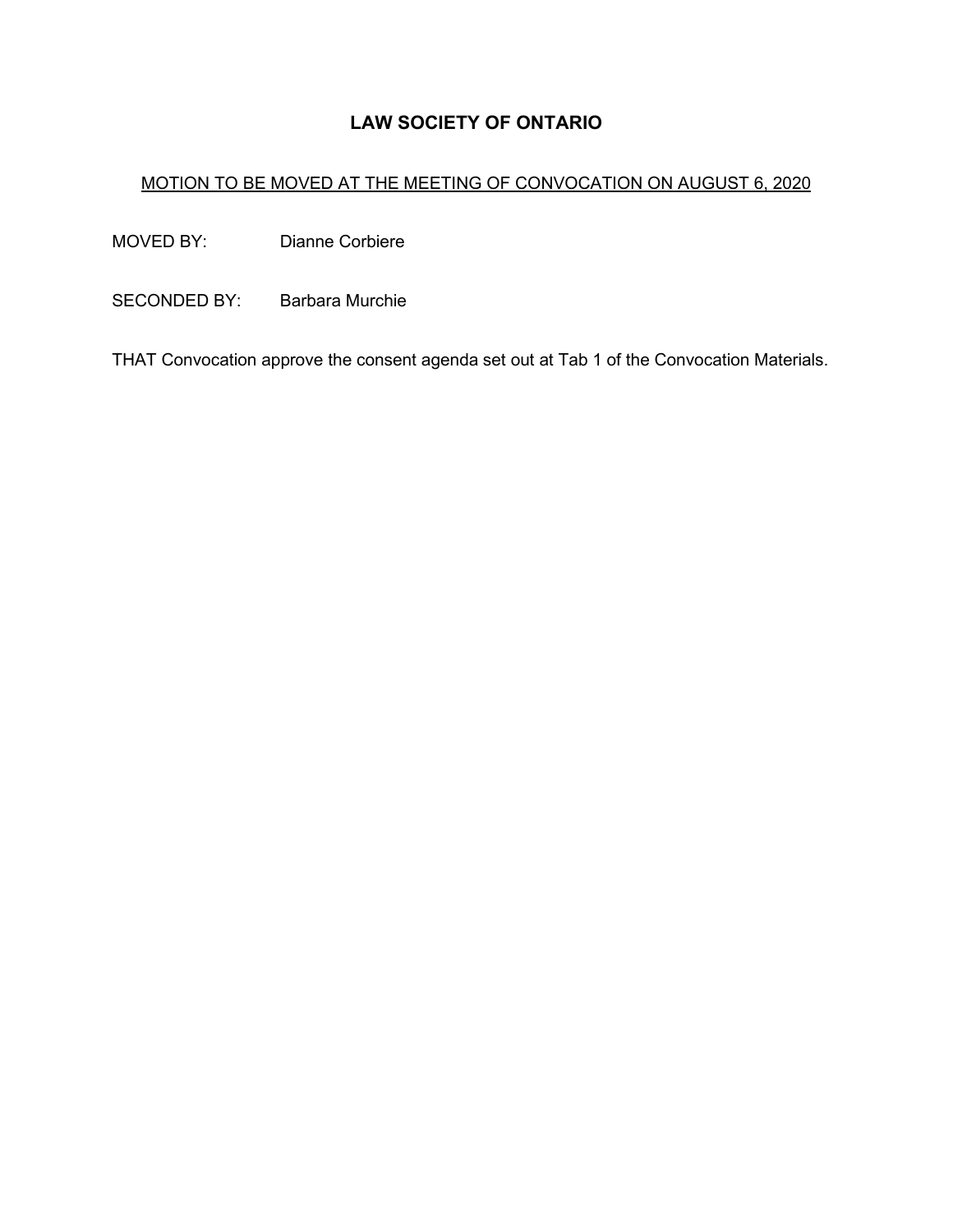# LAW SOCIETY OF ONTARIO

MOTION TO BE MOVED AT THE MEETING OF CONVOCATION ON AUGUST 6, 2020

MOVED BY: Dianne Corbiere

SECONDED BY: Barbara Murchie

THAT Convocation approve the consent agenda set out at Tab 1 of the Convocation Materials.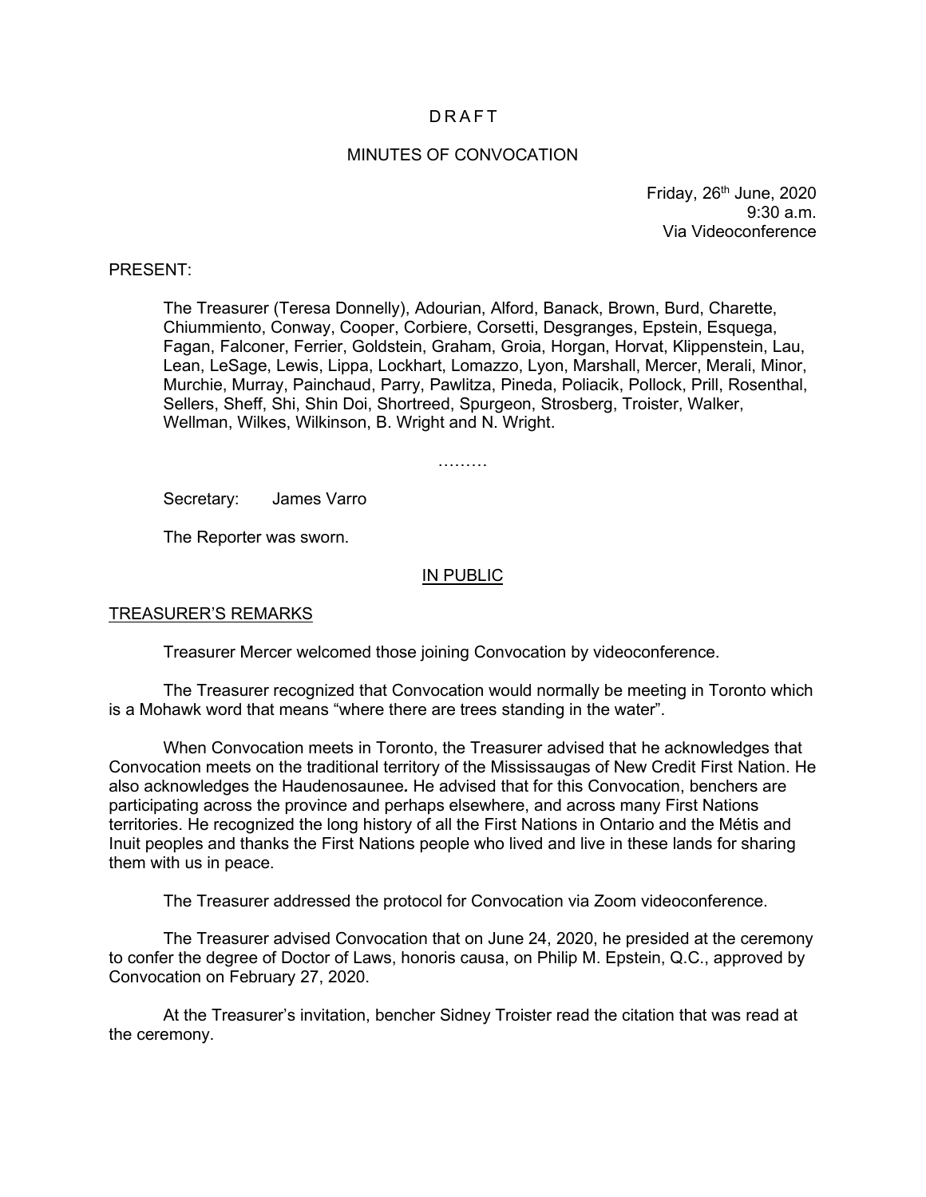D R A F T

MINUTES OF CONVOCATION

Friday, 26th June, 2020
9:30 a.m.
Via Videoconference

PRESENT:

The Treasurer (Teresa Donnelly), Adourian, Alford, Banack, Brown, Burd, Charette, Chiummiento, Conway, Cooper, Corbiere, Corsetti, Desgranges, Epstein, Esquega, Fagan, Falconer, Ferrier, Goldstein, Graham, Groia, Horgan, Horvat, Klippenstein, Lau, Lean, LeSage, Lewis, Lippa, Lockhart, Lomazzo, Lyon, Marshall, Mercer, Merali, Minor, Murchie, Murray, Painchaud, Parry, Pawlitza, Pineda, Poliacik, Pollock, Prill, Rosenthal, Sellers, Sheff, Shi, Shin Doi, Shortreed, Spurgeon, Strosberg, Troister, Walker, Wellman, Wilkes, Wilkinson, B. Wright and N. Wright.

………

Secretary: James Varro

The Reporter was sworn.

## IN PUBLIC

### TREASURER'S REMARKS

Treasurer Mercer welcomed those joining Convocation by videoconference.

The Treasurer recognized that Convocation would normally be meeting in Toronto which is a Mohawk word that means "where there are trees standing in the water".

When Convocation meets in Toronto, the Treasurer advised that he acknowledges that Convocation meets on the traditional territory of the Mississaugas of New Credit First Nation. He also acknowledges the Haudenosaunee*.* He advised that for this Convocation, benchers are participating across the province and perhaps elsewhere, and across many First Nations territories. He recognized the long history of all the First Nations in Ontario and the Métis and Inuit peoples and thanks the First Nations people who lived and live in these lands for sharing them with us in peace.

The Treasurer addressed the protocol for Convocation via Zoom videoconference.

The Treasurer advised Convocation that on June 24, 2020, he presided at the ceremony to confer the degree of Doctor of Laws, honoris causa, on Philip M. Epstein, Q.C., approved by Convocation on February 27, 2020.

At the Treasurer's invitation, bencher Sidney Troister read the citation that was read at the ceremony.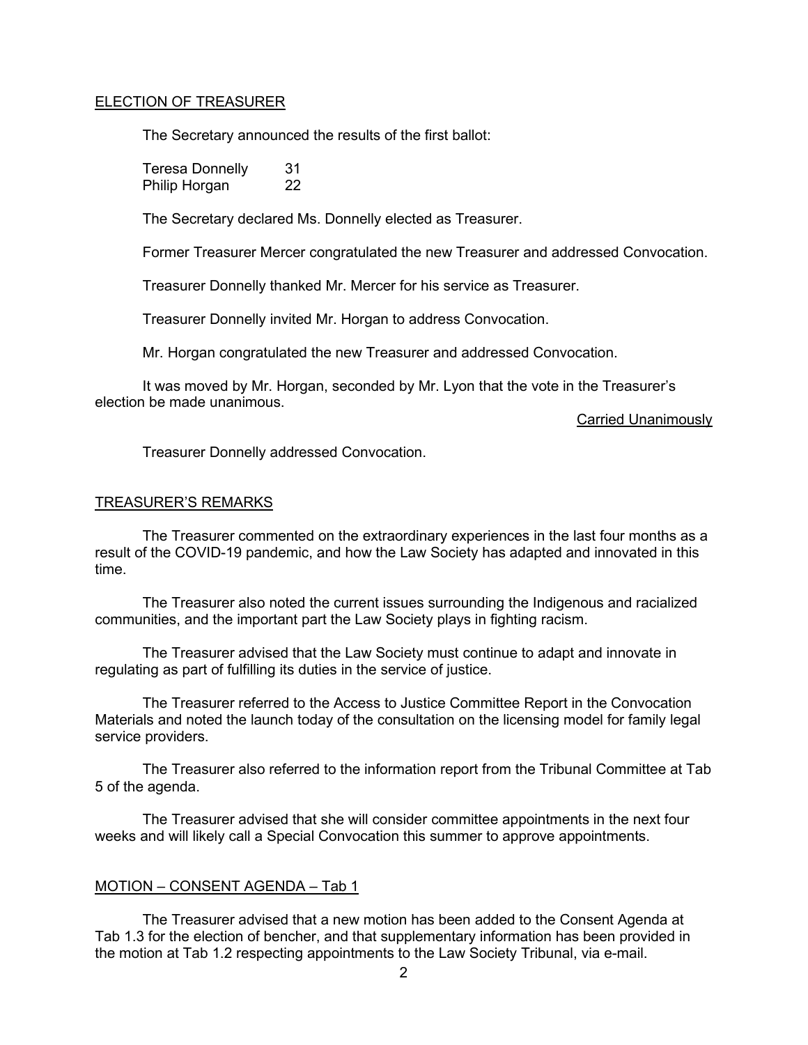## ELECTION OF TREASURER

The Secretary announced the results of the first ballot:

| | |
|---|---|
| Teresa Donnelly | 31 |
| Philip Horgan | 22 |

The Secretary declared Ms. Donnelly elected as Treasurer.

Former Treasurer Mercer congratulated the new Treasurer and addressed Convocation.

Treasurer Donnelly thanked Mr. Mercer for his service as Treasurer.

Treasurer Donnelly invited Mr. Horgan to address Convocation.

Mr. Horgan congratulated the new Treasurer and addressed Convocation.

It was moved by Mr. Horgan, seconded by Mr. Lyon that the vote in the Treasurer's election be made unanimous.

Carried Unanimously

Treasurer Donnelly addressed Convocation.

## TREASURER'S REMARKS

The Treasurer commented on the extraordinary experiences in the last four months as a result of the COVID-19 pandemic, and how the Law Society has adapted and innovated in this time.

The Treasurer also noted the current issues surrounding the Indigenous and racialized communities, and the important part the Law Society plays in fighting racism.

The Treasurer advised that the Law Society must continue to adapt and innovate in regulating as part of fulfilling its duties in the service of justice.

The Treasurer referred to the Access to Justice Committee Report in the Convocation Materials and noted the launch today of the consultation on the licensing model for family legal service providers.

The Treasurer also referred to the information report from the Tribunal Committee at Tab 5 of the agenda.

The Treasurer advised that she will consider committee appointments in the next four weeks and will likely call a Special Convocation this summer to approve appointments.

## MOTION – CONSENT AGENDA – Tab 1

The Treasurer advised that a new motion has been added to the Consent Agenda at Tab 1.3 for the election of bencher, and that supplementary information has been provided in the motion at Tab 1.2 respecting appointments to the Law Society Tribunal, via e-mail.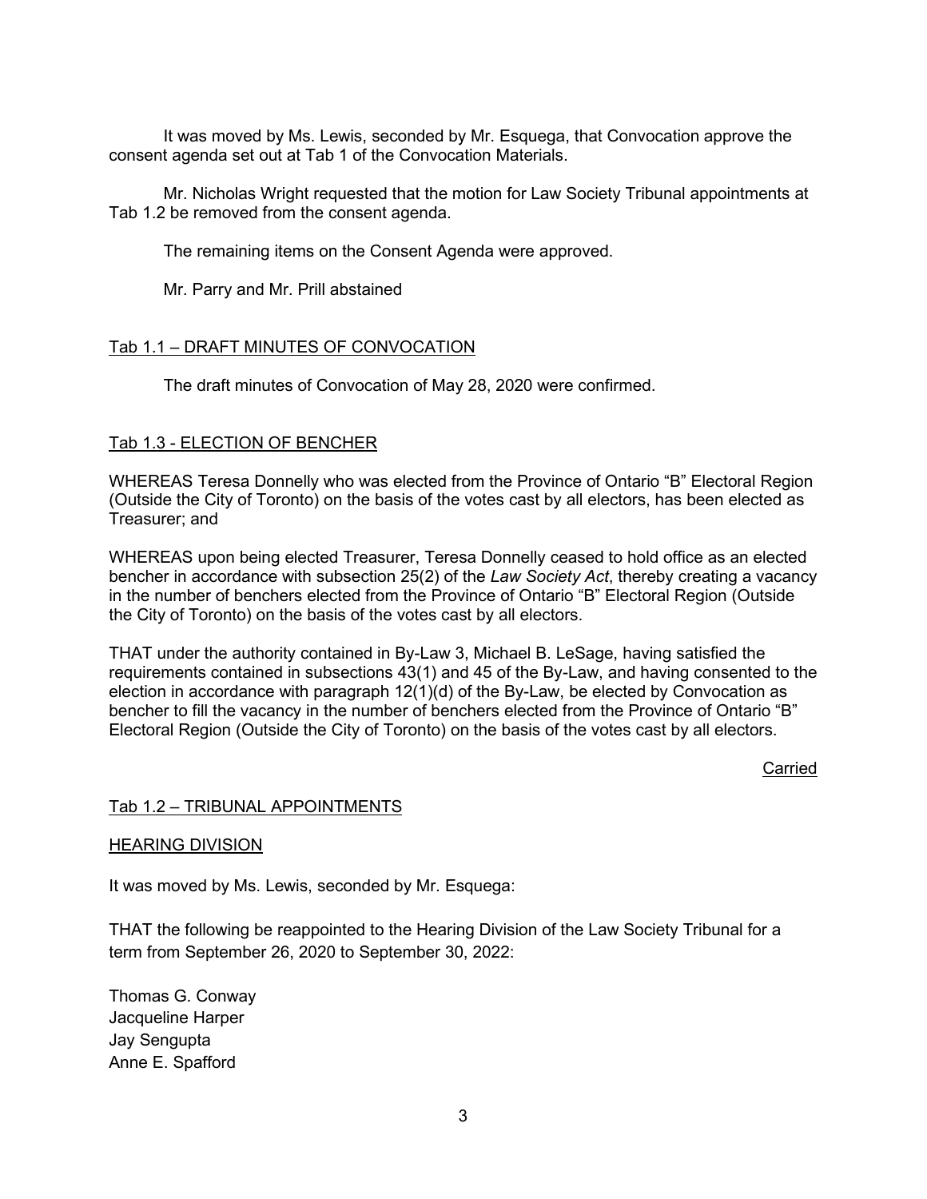It was moved by Ms. Lewis, seconded by Mr. Esquega, that Convocation approve the consent agenda set out at Tab 1 of the Convocation Materials.

Mr. Nicholas Wright requested that the motion for Law Society Tribunal appointments at Tab 1.2 be removed from the consent agenda.

The remaining items on the Consent Agenda were approved.

Mr. Parry and Mr. Prill abstained

Tab 1.1 – DRAFT MINUTES OF CONVOCATION

The draft minutes of Convocation of May 28, 2020 were confirmed.

Tab 1.3 - ELECTION OF BENCHER

WHEREAS Teresa Donnelly who was elected from the Province of Ontario "B" Electoral Region (Outside the City of Toronto) on the basis of the votes cast by all electors, has been elected as Treasurer; and

WHEREAS upon being elected Treasurer, Teresa Donnelly ceased to hold office as an elected bencher in accordance with subsection 25(2) of the *Law Society Act*, thereby creating a vacancy in the number of benchers elected from the Province of Ontario "B" Electoral Region (Outside the City of Toronto) on the basis of the votes cast by all electors.

THAT under the authority contained in By-Law 3, Michael B. LeSage, having satisfied the requirements contained in subsections 43(1) and 45 of the By-Law, and having consented to the election in accordance with paragraph 12(1)(d) of the By-Law, be elected by Convocation as bencher to fill the vacancy in the number of benchers elected from the Province of Ontario "B" Electoral Region (Outside the City of Toronto) on the basis of the votes cast by all electors.

Carried

Tab 1.2 – TRIBUNAL APPOINTMENTS

HEARING DIVISION

It was moved by Ms. Lewis, seconded by Mr. Esquega:

THAT the following be reappointed to the Hearing Division of the Law Society Tribunal for a term from September 26, 2020 to September 30, 2022:

Thomas G. Conway
Jacqueline Harper
Jay Sengupta
Anne E. Spafford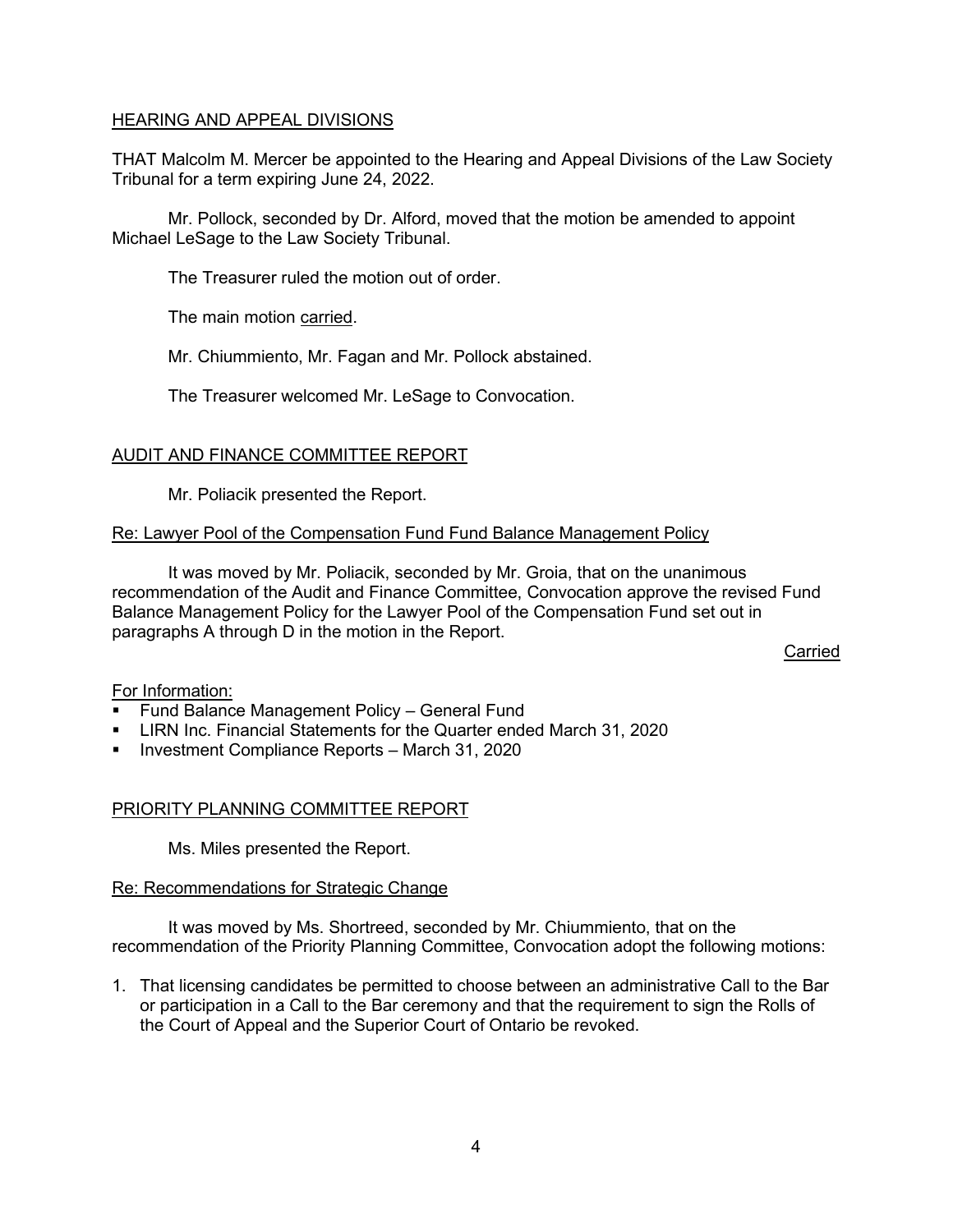HEARING AND APPEAL DIVISIONS

THAT Malcolm M. Mercer be appointed to the Hearing and Appeal Divisions of the Law Society Tribunal for a term expiring June 24, 2022.

Mr. Pollock, seconded by Dr. Alford, moved that the motion be amended to appoint Michael LeSage to the Law Society Tribunal.

The Treasurer ruled the motion out of order.

The main motion carried.

Mr. Chiummiento, Mr. Fagan and Mr. Pollock abstained.

The Treasurer welcomed Mr. LeSage to Convocation.

AUDIT AND FINANCE COMMITTEE REPORT

Mr. Poliacik presented the Report.

Re: Lawyer Pool of the Compensation Fund Fund Balance Management Policy

It was moved by Mr. Poliacik, seconded by Mr. Groia, that on the unanimous recommendation of the Audit and Finance Committee, Convocation approve the revised Fund Balance Management Policy for the Lawyer Pool of the Compensation Fund set out in paragraphs A through D in the motion in the Report.

Carried

For Information:

- Fund Balance Management Policy – General Fund
- LIRN Inc. Financial Statements for the Quarter ended March 31, 2020
- Investment Compliance Reports – March 31, 2020

PRIORITY PLANNING COMMITTEE REPORT

Ms. Miles presented the Report.

Re: Recommendations for Strategic Change

It was moved by Ms. Shortreed, seconded by Mr. Chiummiento, that on the recommendation of the Priority Planning Committee, Convocation adopt the following motions:

1. That licensing candidates be permitted to choose between an administrative Call to the Bar or participation in a Call to the Bar ceremony and that the requirement to sign the Rolls of the Court of Appeal and the Superior Court of Ontario be revoked.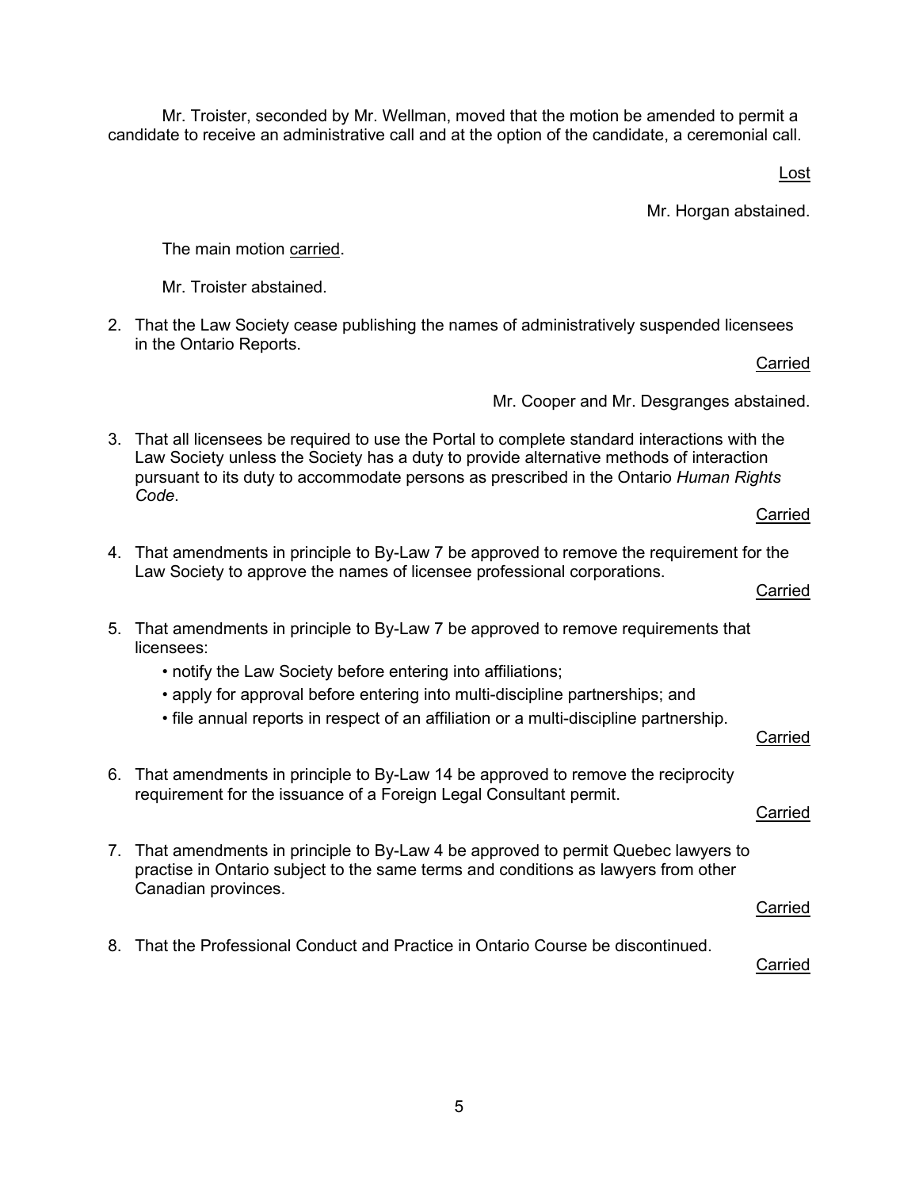Mr. Troister, seconded by Mr. Wellman, moved that the motion be amended to permit a candidate to receive an administrative call and at the option of the candidate, a ceremonial call.

<u>Lost</u>

Mr. Horgan abstained.

The main motion <u>carried</u>.

Mr. Troister abstained.

2. That the Law Society cease publishing the names of administratively suspended licensees in the Ontario Reports.

   <u>Carried</u>

   Mr. Cooper and Mr. Desgranges abstained.

3. That all licensees be required to use the Portal to complete standard interactions with the Law Society unless the Society has a duty to provide alternative methods of interaction pursuant to its duty to accommodate persons as prescribed in the Ontario *Human Rights Code*.

   <u>Carried</u>

4. That amendments in principle to By-Law 7 be approved to remove the requirement for the Law Society to approve the names of licensee professional corporations.

   <u>Carried</u>

5. That amendments in principle to By-Law 7 be approved to remove requirements that licensees:
   - notify the Law Society before entering into affiliations;
   - apply for approval before entering into multi-discipline partnerships; and
   - file annual reports in respect of an affiliation or a multi-discipline partnership.

   <u>Carried</u>

6. That amendments in principle to By-Law 14 be approved to remove the reciprocity requirement for the issuance of a Foreign Legal Consultant permit.

   <u>Carried</u>

7. That amendments in principle to By-Law 4 be approved to permit Quebec lawyers to practise in Ontario subject to the same terms and conditions as lawyers from other Canadian provinces.

   <u>Carried</u>

8. That the Professional Conduct and Practice in Ontario Course be discontinued.

   <u>Carried</u>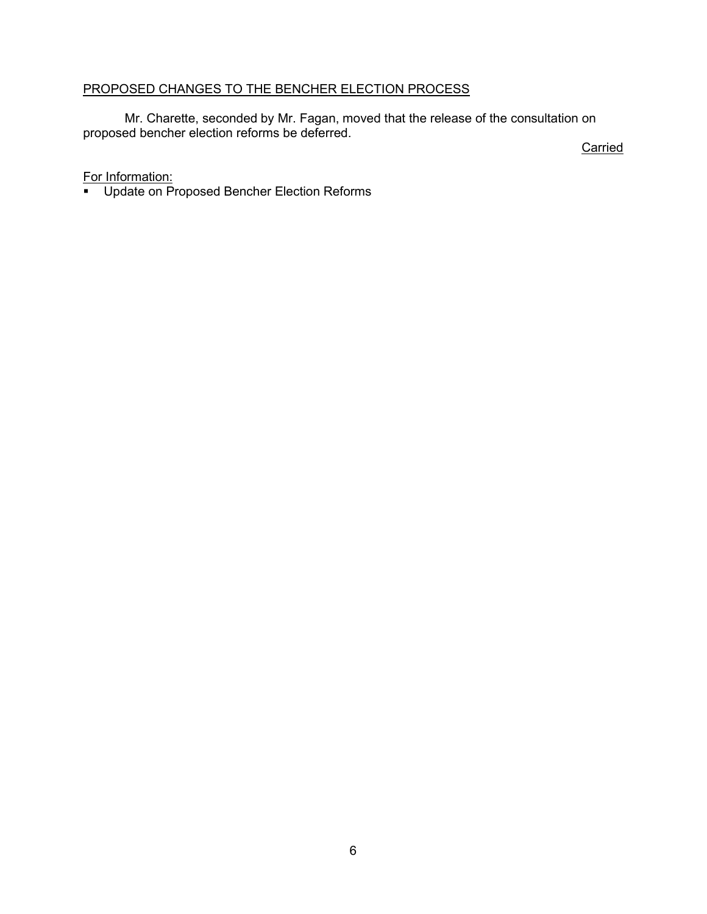PROPOSED CHANGES TO THE BENCHER ELECTION PROCESS

Mr. Charette, seconded by Mr. Fagan, moved that the release of the consultation on proposed bencher election reforms be deferred.

Carried

For Information:

- Update on Proposed Bencher Election Reforms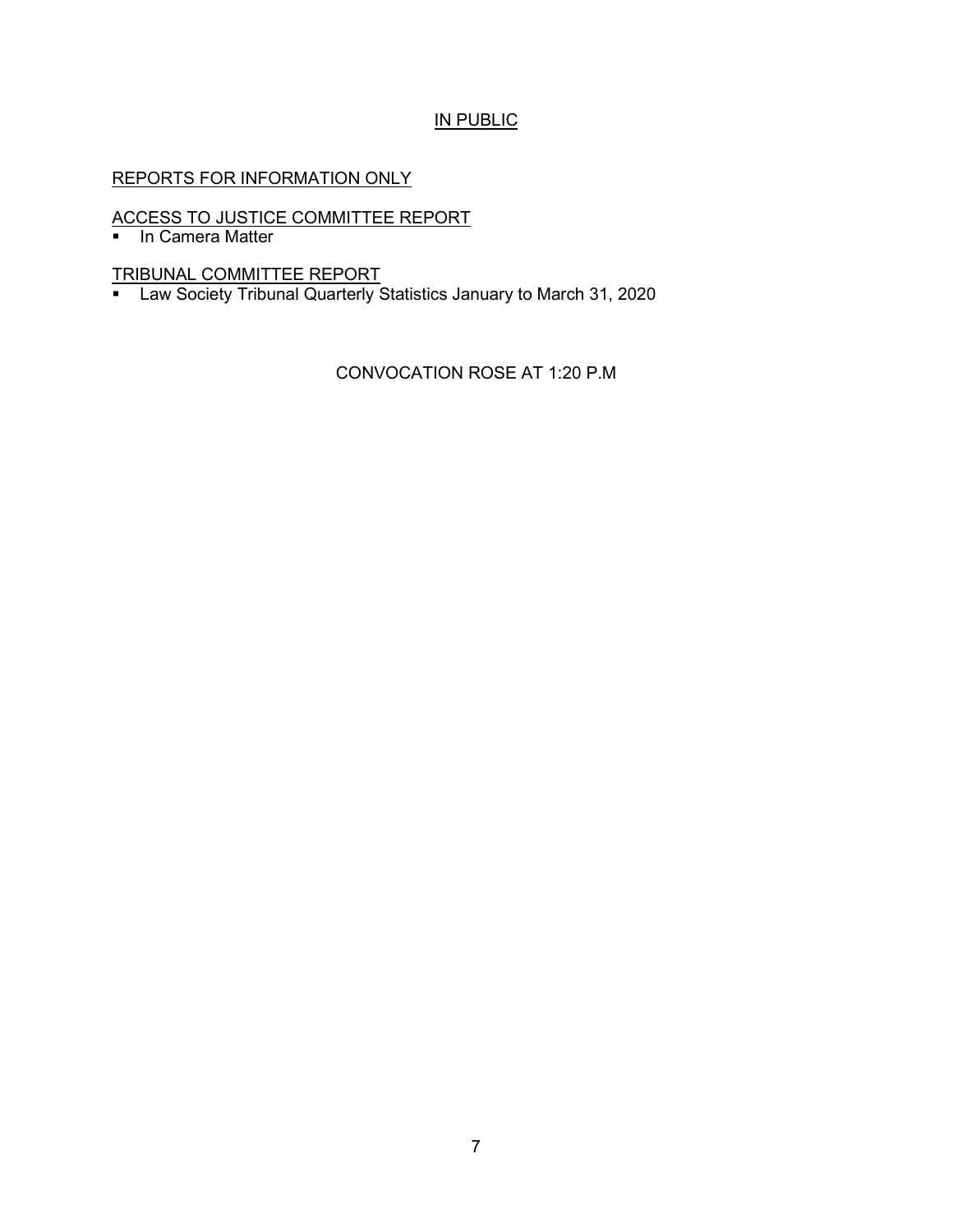IN PUBLIC

REPORTS FOR INFORMATION ONLY

ACCESS TO JUSTICE COMMITTEE REPORT

- In Camera Matter

TRIBUNAL COMMITTEE REPORT

- Law Society Tribunal Quarterly Statistics January to March 31, 2020

CONVOCATION ROSE AT 1:20 P.M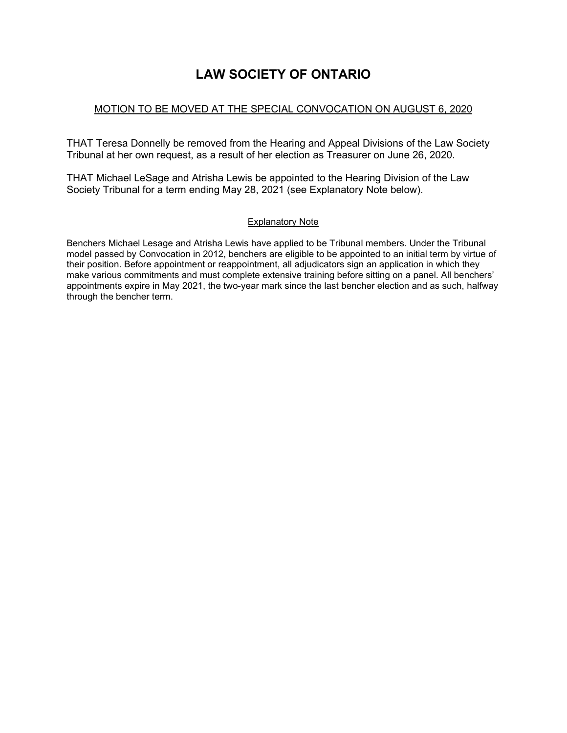# LAW SOCIETY OF ONTARIO

## MOTION TO BE MOVED AT THE SPECIAL CONVOCATION ON AUGUST 6, 2020

THAT Teresa Donnelly be removed from the Hearing and Appeal Divisions of the Law Society Tribunal at her own request, as a result of her election as Treasurer on June 26, 2020.

THAT Michael LeSage and Atrisha Lewis be appointed to the Hearing Division of the Law Society Tribunal for a term ending May 28, 2021 (see Explanatory Note below).

### Explanatory Note

Benchers Michael Lesage and Atrisha Lewis have applied to be Tribunal members. Under the Tribunal model passed by Convocation in 2012, benchers are eligible to be appointed to an initial term by virtue of their position. Before appointment or reappointment, all adjudicators sign an application in which they make various commitments and must complete extensive training before sitting on a panel. All benchers' appointments expire in May 2021, the two-year mark since the last bencher election and as such, halfway through the bencher term.